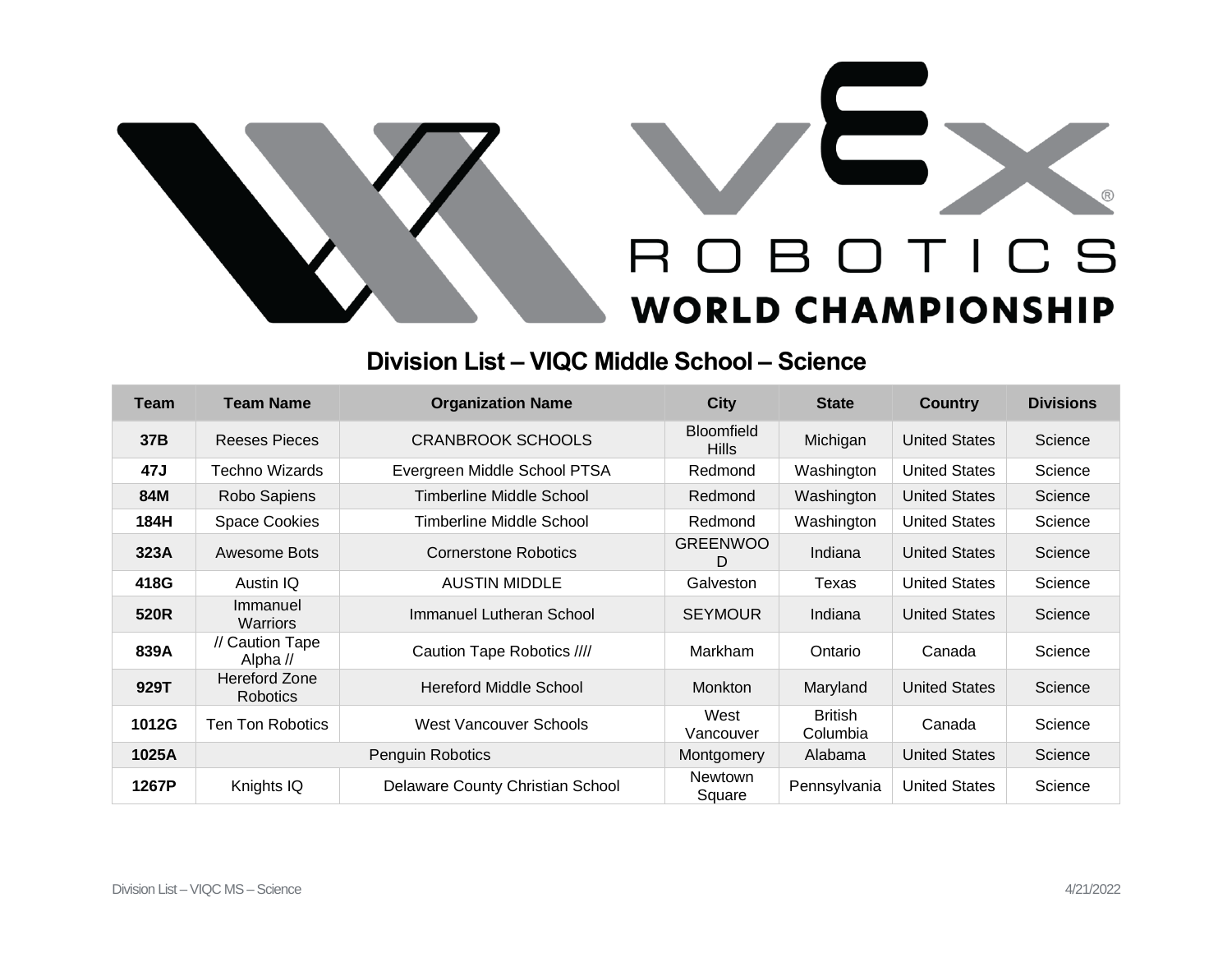VEX ROBOTICS WORLD CHAMPIONSHIP

## Division List – VIQC Middle School – Science

| Team | Team Name | Organization Name | City | State | Country | Divisions |
|---|---|---|---|---|---|---|
| **37B** | Reeses Pieces | CRANBROOK SCHOOLS | Bloomfield Hills | Michigan | United States | Science |
| **47J** | Techno Wizards | Evergreen Middle School PTSA | Redmond | Washington | United States | Science |
| **84M** | Robo Sapiens | Timberline Middle School | Redmond | Washington | United States | Science |
| **184H** | Space Cookies | Timberline Middle School | Redmond | Washington | United States | Science |
| **323A** | Awesome Bots | Cornerstone Robotics | GREENWOOD | Indiana | United States | Science |
| **418G** | Austin IQ | AUSTIN MIDDLE | Galveston | Texas | United States | Science |
| **520R** | Immanuel Warriors | Immanuel Lutheran School | SEYMOUR | Indiana | United States | Science |
| **839A** | // Caution Tape Alpha // | Caution Tape Robotics //// | Markham | Ontario | Canada | Science |
| **929T** | Hereford Zone Robotics | Hereford Middle School | Monkton | Maryland | United States | Science |
| **1012G** | Ten Ton Robotics | West Vancouver Schools | West Vancouver | British Columbia | Canada | Science |
| **1025A** | Penguin Robotics | | Montgomery | Alabama | United States | Science |
| **1267P** | Knights IQ | Delaware County Christian School | Newtown Square | Pennsylvania | United States | Science |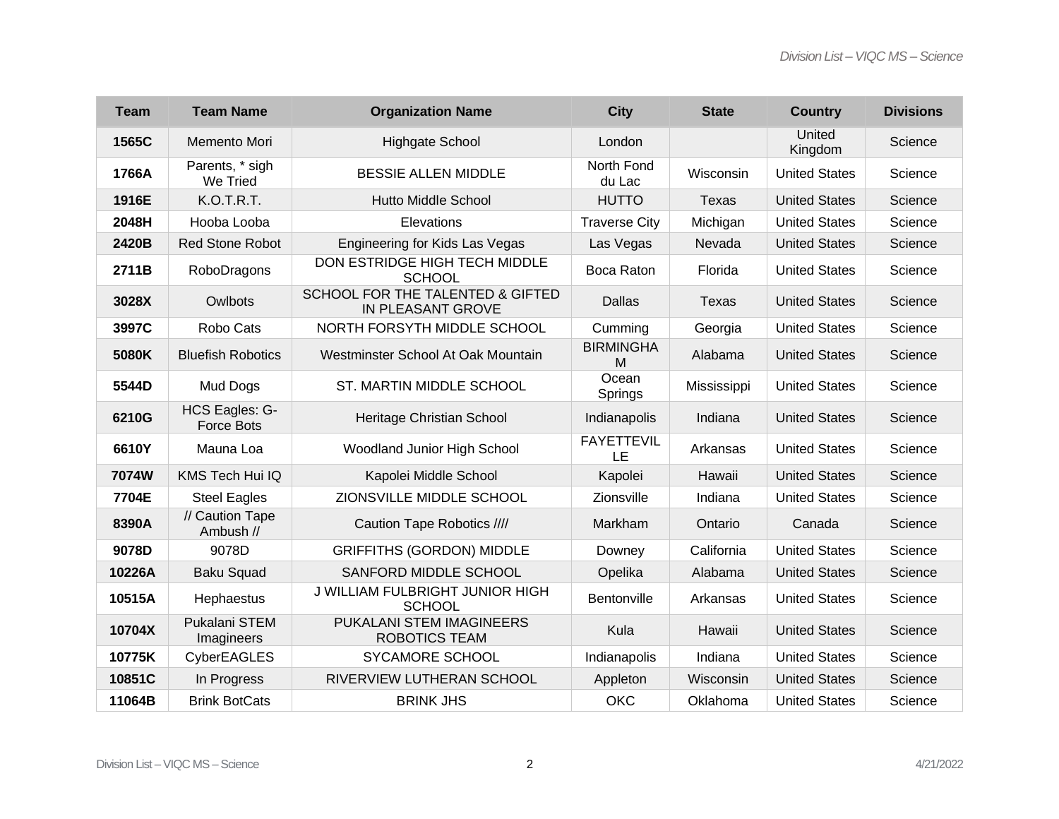| Team | Team Name | Organization Name | City | State | Country | Divisions |
|---|---|---|---|---|---|---|
| **1565C** | Memento Mori | Highgate School | London | | United Kingdom | Science |
| **1766A** | Parents, * sigh We Tried | BESSIE ALLEN MIDDLE | North Fond du Lac | Wisconsin | United States | Science |
| **1916E** | K.O.T.R.T. | Hutto Middle School | HUTTO | Texas | United States | Science |
| **2048H** | Hooba Looba | Elevations | Traverse City | Michigan | United States | Science |
| **2420B** | Red Stone Robot | Engineering for Kids Las Vegas | Las Vegas | Nevada | United States | Science |
| **2711B** | RoboDragons | DON ESTRIDGE HIGH TECH MIDDLE SCHOOL | Boca Raton | Florida | United States | Science |
| **3028X** | Owlbots | SCHOOL FOR THE TALENTED & GIFTED IN PLEASANT GROVE | Dallas | Texas | United States | Science |
| **3997C** | Robo Cats | NORTH FORSYTH MIDDLE SCHOOL | Cumming | Georgia | United States | Science |
| **5080K** | Bluefish Robotics | Westminster School At Oak Mountain | BIRMINGHAM | Alabama | United States | Science |
| **5544D** | Mud Dogs | ST. MARTIN MIDDLE SCHOOL | Ocean Springs | Mississippi | United States | Science |
| **6210G** | HCS Eagles: G-Force Bots | Heritage Christian School | Indianapolis | Indiana | United States | Science |
| **6610Y** | Mauna Loa | Woodland Junior High School | FAYETTEVILLE | Arkansas | United States | Science |
| **7074W** | KMS Tech Hui IQ | Kapolei Middle School | Kapolei | Hawaii | United States | Science |
| **7704E** | Steel Eagles | ZIONSVILLE MIDDLE SCHOOL | Zionsville | Indiana | United States | Science |
| **8390A** | // Caution Tape Ambush // | Caution Tape Robotics //// | Markham | Ontario | Canada | Science |
| **9078D** | 9078D | GRIFFITHS (GORDON) MIDDLE | Downey | California | United States | Science |
| **10226A** | Baku Squad | SANFORD MIDDLE SCHOOL | Opelika | Alabama | United States | Science |
| **10515A** | Hephaestus | J WILLIAM FULBRIGHT JUNIOR HIGH SCHOOL | Bentonville | Arkansas | United States | Science |
| **10704X** | Pukalani STEM Imagineers | PUKALANI STEM IMAGINEERS ROBOTICS TEAM | Kula | Hawaii | United States | Science |
| **10775K** | CyberEAGLES | SYCAMORE SCHOOL | Indianapolis | Indiana | United States | Science |
| **10851C** | In Progress | RIVERVIEW LUTHERAN SCHOOL | Appleton | Wisconsin | United States | Science |
| **11064B** | Brink BotCats | BRINK JHS | OKC | Oklahoma | United States | Science |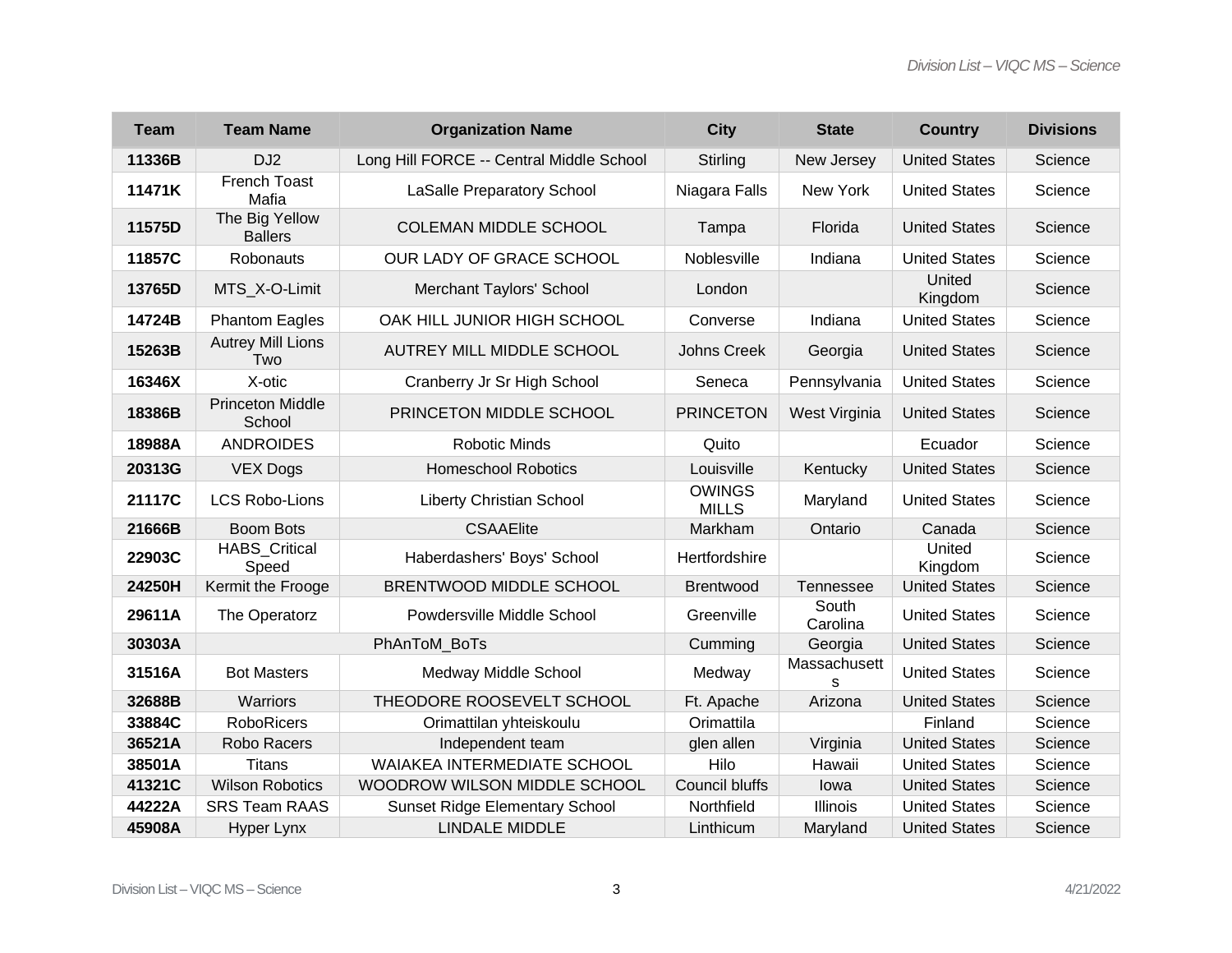| Team | Team Name | Organization Name | City | State | Country | Divisions |
|---|---|---|---|---|---|---|
| **11336B** | DJ2 | Long Hill FORCE -- Central Middle School | Stirling | New Jersey | United States | Science |
| **11471K** | French Toast Mafia | LaSalle Preparatory School | Niagara Falls | New York | United States | Science |
| **11575D** | The Big Yellow Ballers | COLEMAN MIDDLE SCHOOL | Tampa | Florida | United States | Science |
| **11857C** | Robonauts | OUR LADY OF GRACE SCHOOL | Noblesville | Indiana | United States | Science |
| **13765D** | MTS_X-O-Limit | Merchant Taylors' School | London | | United Kingdom | Science |
| **14724B** | Phantom Eagles | OAK HILL JUNIOR HIGH SCHOOL | Converse | Indiana | United States | Science |
| **15263B** | Autrey Mill Lions Two | AUTREY MILL MIDDLE SCHOOL | Johns Creek | Georgia | United States | Science |
| **16346X** | X-otic | Cranberry Jr Sr High School | Seneca | Pennsylvania | United States | Science |
| **18386B** | Princeton Middle School | PRINCETON MIDDLE SCHOOL | PRINCETON | West Virginia | United States | Science |
| **18988A** | ANDROIDES | Robotic Minds | Quito | | Ecuador | Science |
| **20313G** | VEX Dogs | Homeschool Robotics | Louisville | Kentucky | United States | Science |
| **21117C** | LCS Robo-Lions | Liberty Christian School | OWINGS MILLS | Maryland | United States | Science |
| **21666B** | Boom Bots | CSAAElite | Markham | Ontario | Canada | Science |
| **22903C** | HABS_Critical Speed | Haberdashers' Boys' School | Hertfordshire | | United Kingdom | Science |
| **24250H** | Kermit the Frooge | BRENTWOOD MIDDLE SCHOOL | Brentwood | Tennessee | United States | Science |
| **29611A** | The Operatorz | Powdersville Middle School | Greenville | South Carolina | United States | Science |
| **30303A** | PhAnToM_BoTs | | Cumming | Georgia | United States | Science |
| **31516A** | Bot Masters | Medway Middle School | Medway | Massachusetts | United States | Science |
| **32688B** | Warriors | THEODORE ROOSEVELT SCHOOL | Ft. Apache | Arizona | United States | Science |
| **33884C** | RoboRicers | Orimattilan yhteiskoulu | Orimattila | | Finland | Science |
| **36521A** | Robo Racers | Independent team | glen allen | Virginia | United States | Science |
| **38501A** | Titans | WAIAKEA INTERMEDIATE SCHOOL | Hilo | Hawaii | United States | Science |
| **41321C** | Wilson Robotics | WOODROW WILSON MIDDLE SCHOOL | Council bluffs | Iowa | United States | Science |
| **44222A** | SRS Team RAAS | Sunset Ridge Elementary School | Northfield | Illinois | United States | Science |
| **45908A** | Hyper Lynx | LINDALE MIDDLE | Linthicum | Maryland | United States | Science |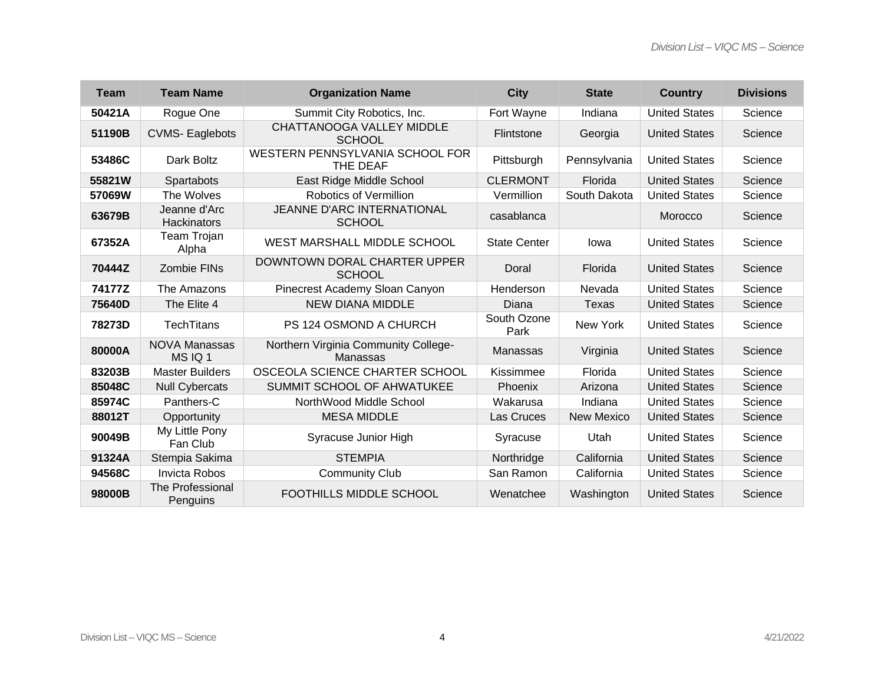| Team | Team Name | Organization Name | City | State | Country | Divisions |
|---|---|---|---|---|---|---|
| **50421A** | Rogue One | Summit City Robotics, Inc. | Fort Wayne | Indiana | United States | Science |
| **51190B** | CVMS- Eaglebots | CHATTANOOGA VALLEY MIDDLE SCHOOL | Flintstone | Georgia | United States | Science |
| **53486C** | Dark Boltz | WESTERN PENNSYLVANIA SCHOOL FOR THE DEAF | Pittsburgh | Pennsylvania | United States | Science |
| **55821W** | Spartabots | East Ridge Middle School | CLERMONT | Florida | United States | Science |
| **57069W** | The Wolves | Robotics of Vermillion | Vermillion | South Dakota | United States | Science |
| **63679B** | Jeanne d'Arc Hackinators | JEANNE D'ARC INTERNATIONAL SCHOOL | casablanca | | Morocco | Science |
| **67352A** | Team Trojan Alpha | WEST MARSHALL MIDDLE SCHOOL | State Center | Iowa | United States | Science |
| **70444Z** | Zombie FINs | DOWNTOWN DORAL CHARTER UPPER SCHOOL | Doral | Florida | United States | Science |
| **74177Z** | The Amazons | Pinecrest Academy Sloan Canyon | Henderson | Nevada | United States | Science |
| **75640D** | The Elite 4 | NEW DIANA MIDDLE | Diana | Texas | United States | Science |
| **78273D** | TechTitans | PS 124 OSMOND A CHURCH | South Ozone Park | New York | United States | Science |
| **80000A** | NOVA Manassas MS IQ 1 | Northern Virginia Community College-Manassas | Manassas | Virginia | United States | Science |
| **83203B** | Master Builders | OSCEOLA SCIENCE CHARTER SCHOOL | Kissimmee | Florida | United States | Science |
| **85048C** | Null Cybercats | SUMMIT SCHOOL OF AHWATUKEE | Phoenix | Arizona | United States | Science |
| **85974C** | Panthers-C | NorthWood Middle School | Wakarusa | Indiana | United States | Science |
| **88012T** | Opportunity | MESA MIDDLE | Las Cruces | New Mexico | United States | Science |
| **90049B** | My Little Pony Fan Club | Syracuse Junior High | Syracuse | Utah | United States | Science |
| **91324A** | Stempia Sakima | STEMPIA | Northridge | California | United States | Science |
| **94568C** | Invicta Robos | Community Club | San Ramon | California | United States | Science |
| **98000B** | The Professional Penguins | FOOTHILLS MIDDLE SCHOOL | Wenatchee | Washington | United States | Science |